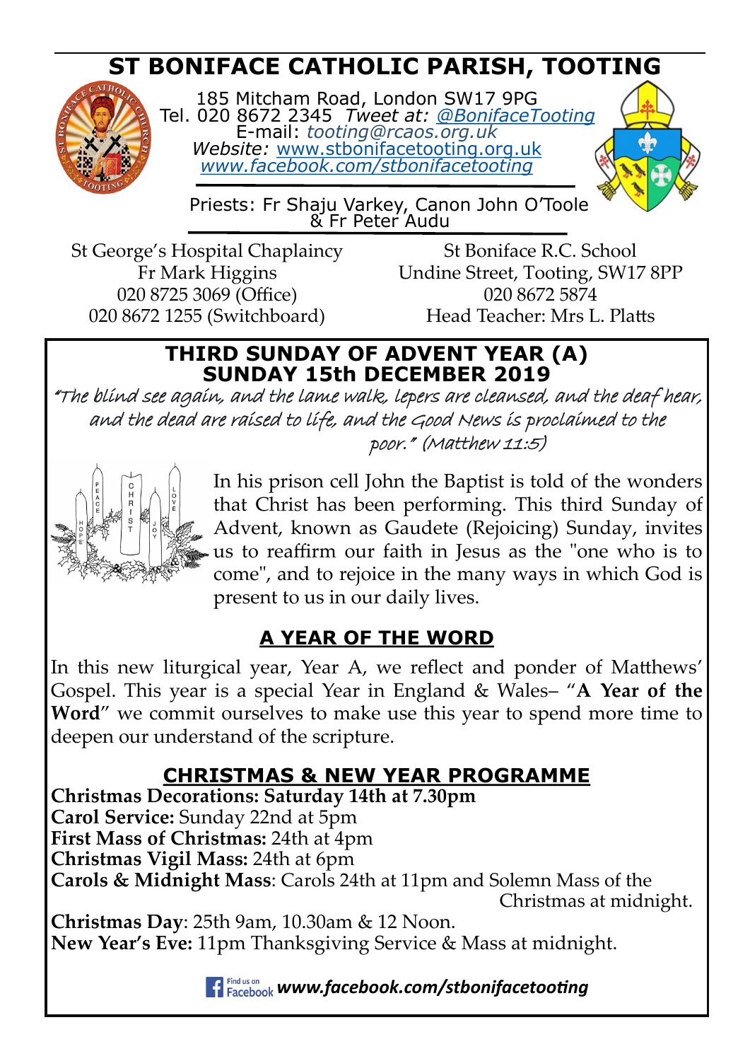# ST BONIFACE CATHOLIC PARISH, TOOTING

185 Mitcham Road, London SW17 9PG
Tel. 020 8672 2345 *Tweet at: @BonifaceTooting*
E-mail: *tooting@rcaos.org.uk*
*Website:* www.stbonifacetooting.org.uk
*www.facebook.com/stbonifacetooting*

Priests: Fr Shaju Varkey, Canon John O'Toole & Fr Peter Audu

St George's Hospital Chaplaincy
Fr Mark Higgins
020 8725 3069 (Office)
020 8672 1255 (Switchboard)

St Boniface R.C. School
Undine Street, Tooting, SW17 8PP
020 8672 5874
Head Teacher: Mrs L. Platts

## THIRD SUNDAY OF ADVENT YEAR (A)
## SUNDAY 15th DECEMBER 2019

*"The blind see again, and the lame walk, lepers are cleansed, and the deaf hear, and the dead are raised to life, and the Good News is proclaimed to the poor." (Matthew 11:5)*

In his prison cell John the Baptist is told of the wonders that Christ has been performing. This third Sunday of Advent, known as Gaudete (Rejoicing) Sunday, invites us to reaffirm our faith in Jesus as the "one who is to come", and to rejoice in the many ways in which God is present to us in our daily lives.

## A YEAR OF THE WORD

In this new liturgical year, Year A, we reflect and ponder of Matthews' Gospel. This year is a special Year in England & Wales– "**A Year of the Word**" we commit ourselves to make use this year to spend more time to deepen our understand of the scripture.

## CHRISTMAS & NEW YEAR PROGRAMME

**Christmas Decorations: Saturday 14th at 7.30pm**
**Carol Service:** Sunday 22nd at 5pm
**First Mass of Christmas:** 24th at 4pm
**Christmas Vigil Mass:** 24th at 6pm
**Carols & Midnight Mass**: Carols 24th at 11pm and Solemn Mass of the Christmas at midnight.

**Christmas Day**: 25th 9am, 10.30am & 12 Noon.
**New Year's Eve:** 11pm Thanksgiving Service & Mass at midnight.

Find us on Facebook ***www.facebook.com/stbonifacetooting***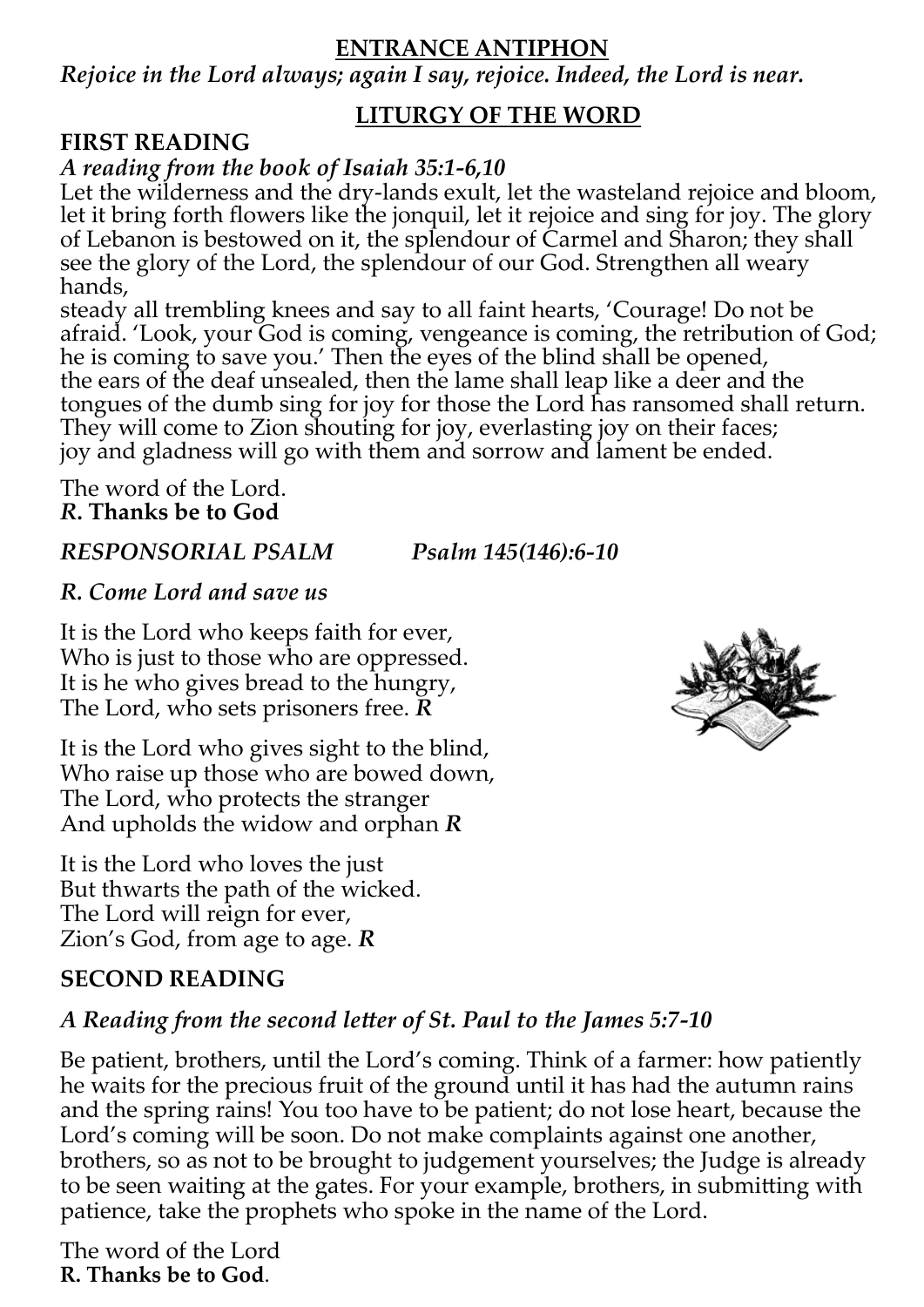## ENTRANCE ANTIPHON

*Rejoice in the Lord always; again I say, rejoice. Indeed, the Lord is near.*

## LITURGY OF THE WORD

### FIRST READING

*A reading from the book of Isaiah 35:1-6,10*

Let the wilderness and the dry-lands exult, let the wasteland rejoice and bloom, let it bring forth flowers like the jonquil, let it rejoice and sing for joy. The glory of Lebanon is bestowed on it, the splendour of Carmel and Sharon; they shall see the glory of the Lord, the splendour of our God. Strengthen all weary hands,
steady all trembling knees and say to all faint hearts, 'Courage! Do not be afraid. 'Look, your God is coming, vengeance is coming, the retribution of God; he is coming to save you.' Then the eyes of the blind shall be opened,
the ears of the deaf unsealed, then the lame shall leap like a deer and the tongues of the dumb sing for joy for those the Lord has ransomed shall return.
They will come to Zion shouting for joy, everlasting joy on their faces;
joy and gladness will go with them and sorrow and lament be ended.

The word of the Lord.
***R*. Thanks be to God**

***RESPONSORIAL PSALM*** *Psalm 145(146):6-10*

***R. Come Lord and save us***

It is the Lord who keeps faith for ever,
Who is just to those who are oppressed.
It is he who gives bread to the hungry,
The Lord, who sets prisoners free. ***R***

It is the Lord who gives sight to the blind,
Who raise up those who are bowed down,
The Lord, who protects the stranger
And upholds the widow and orphan ***R***

It is the Lord who loves the just
But thwarts the path of the wicked.
The Lord will reign for ever,
Zion's God, from age to age. ***R***

### SECOND READING

*A Reading from the second letter of St. Paul to the James 5:7-10*

Be patient, brothers, until the Lord's coming. Think of a farmer: how patiently he waits for the precious fruit of the ground until it has had the autumn rains and the spring rains! You too have to be patient; do not lose heart, because the Lord's coming will be soon. Do not make complaints against one another, brothers, so as not to be brought to judgement yourselves; the Judge is already to be seen waiting at the gates. For your example, brothers, in submitting with patience, take the prophets who spoke in the name of the Lord.

The word of the Lord
**R. Thanks be to God**.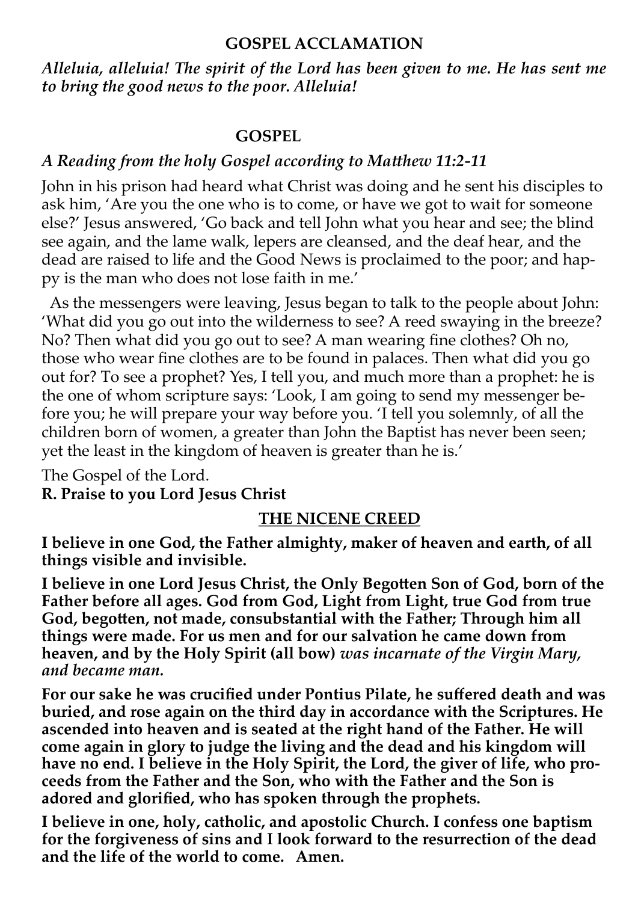## GOSPEL ACCLAMATION

*Alleluia, alleluia! The spirit of the Lord has been given to me. He has sent me to bring the good news to the poor. Alleluia!*

## GOSPEL

*A Reading from the holy Gospel according to Matthew 11:2-11*

John in his prison had heard what Christ was doing and he sent his disciples to ask him, 'Are you the one who is to come, or have we got to wait for someone else?' Jesus answered, 'Go back and tell John what you hear and see; the blind see again, and the lame walk, lepers are cleansed, and the deaf hear, and the dead are raised to life and the Good News is proclaimed to the poor; and happy is the man who does not lose faith in me.'

As the messengers were leaving, Jesus began to talk to the people about John: 'What did you go out into the wilderness to see? A reed swaying in the breeze? No? Then what did you go out to see? A man wearing fine clothes? Oh no, those who wear fine clothes are to be found in palaces. Then what did you go out for? To see a prophet? Yes, I tell you, and much more than a prophet: he is the one of whom scripture says: 'Look, I am going to send my messenger before you; he will prepare your way before you. 'I tell you solemnly, of all the children born of women, a greater than John the Baptist has never been seen; yet the least in the kingdom of heaven is greater than he is.'

The Gospel of the Lord.

**R. Praise to you Lord Jesus Christ**

## THE NICENE CREED

**I believe in one God, the Father almighty, maker of heaven and earth, of all things visible and invisible.**

**I believe in one Lord Jesus Christ, the Only Begotten Son of God, born of the Father before all ages. God from God, Light from Light, true God from true God, begotten, not made, consubstantial with the Father; Through him all things were made. For us men and for our salvation he came down from heaven, and by the Holy Spirit (all bow)** ***was incarnate of the Virgin Mary, and became man.***

**For our sake he was crucified under Pontius Pilate, he suffered death and was buried, and rose again on the third day in accordance with the Scriptures. He ascended into heaven and is seated at the right hand of the Father. He will come again in glory to judge the living and the dead and his kingdom will have no end. I believe in the Holy Spirit, the Lord, the giver of life, who proceeds from the Father and the Son, who with the Father and the Son is adored and glorified, who has spoken through the prophets.**

**I believe in one, holy, catholic, and apostolic Church. I confess one baptism for the forgiveness of sins and I look forward to the resurrection of the dead and the life of the world to come. Amen.**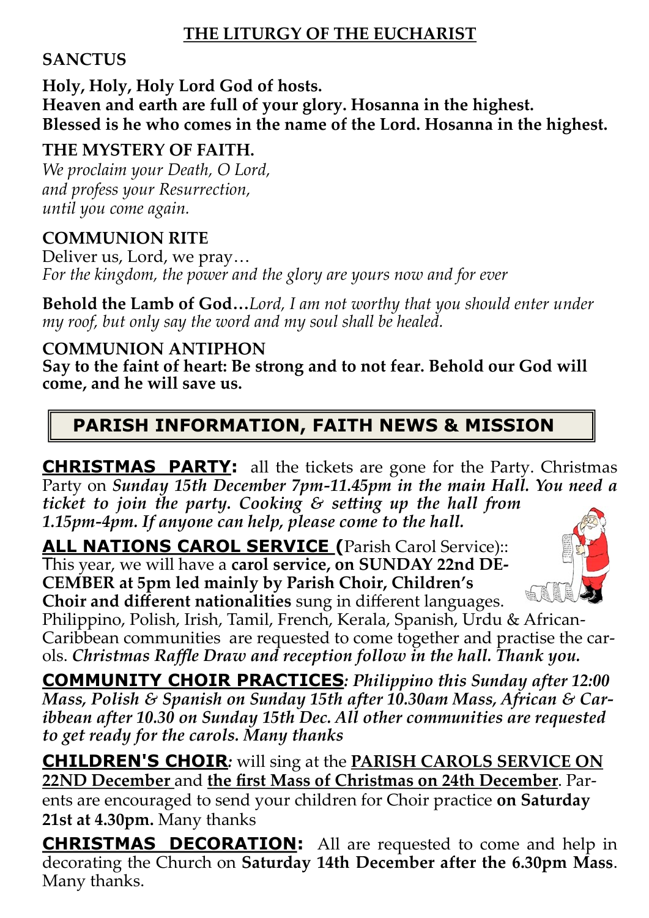## THE LITURGY OF THE EUCHARIST

**SANCTUS**

**Holy, Holy, Holy Lord God of hosts.**
**Heaven and earth are full of your glory. Hosanna in the highest.**
**Blessed is he who comes in the name of the Lord. Hosanna in the highest.**

**THE MYSTERY OF FAITH.**
*We proclaim your Death, O Lord,*
*and profess your Resurrection,*
*until you come again.*

**COMMUNION RITE**
Deliver us, Lord, we pray…
*For the kingdom, the power and the glory are yours now and for ever*

**Behold the Lamb of God…***Lord, I am not worthy that you should enter under my roof, but only say the word and my soul shall be healed.*

**COMMUNION ANTIPHON**
**Say to the faint of heart: Be strong and to not fear. Behold our God will come, and he will save us.**

## PARISH INFORMATION, FAITH NEWS & MISSION

**CHRISTMAS PARTY:** all the tickets are gone for the Party. Christmas Party on ***Sunday 15th December 7pm-11.45pm in the main Hall. You need a ticket to join the party. Cooking & setting up the hall from 1.15pm-4pm. If anyone can help, please come to the hall.***

**ALL NATIONS CAROL SERVICE (**Parish Carol Service):: This year, we will have a **carol service, on SUNDAY 22nd DECEMBER at 5pm led mainly by Parish Choir, Children's Choir and different nationalities** sung in different languages. Philippino, Polish, Irish, Tamil, French, Kerala, Spanish, Urdu & African-Caribbean communities are requested to come together and practise the carols. ***Christmas Raffle Draw and reception follow in the hall. Thank you.***

**COMMUNITY CHOIR PRACTICES***: Philippino this Sunday after 12:00 Mass, Polish & Spanish on Sunday 15th after 10.30am Mass, African & Caribbean after 10.30 on Sunday 15th Dec. All other communities are requested to get ready for the carols. Many thanks*

**CHILDREN'S CHOIR***:* will sing at the **PARISH CAROLS SERVICE ON 22ND December** and **the first Mass of Christmas on 24th December**. Parents are encouraged to send your children for Choir practice **on Saturday 21st at 4.30pm.** Many thanks

**CHRISTMAS DECORATION:** All are requested to come and help in decorating the Church on **Saturday 14th December after the 6.30pm Mass**. Many thanks.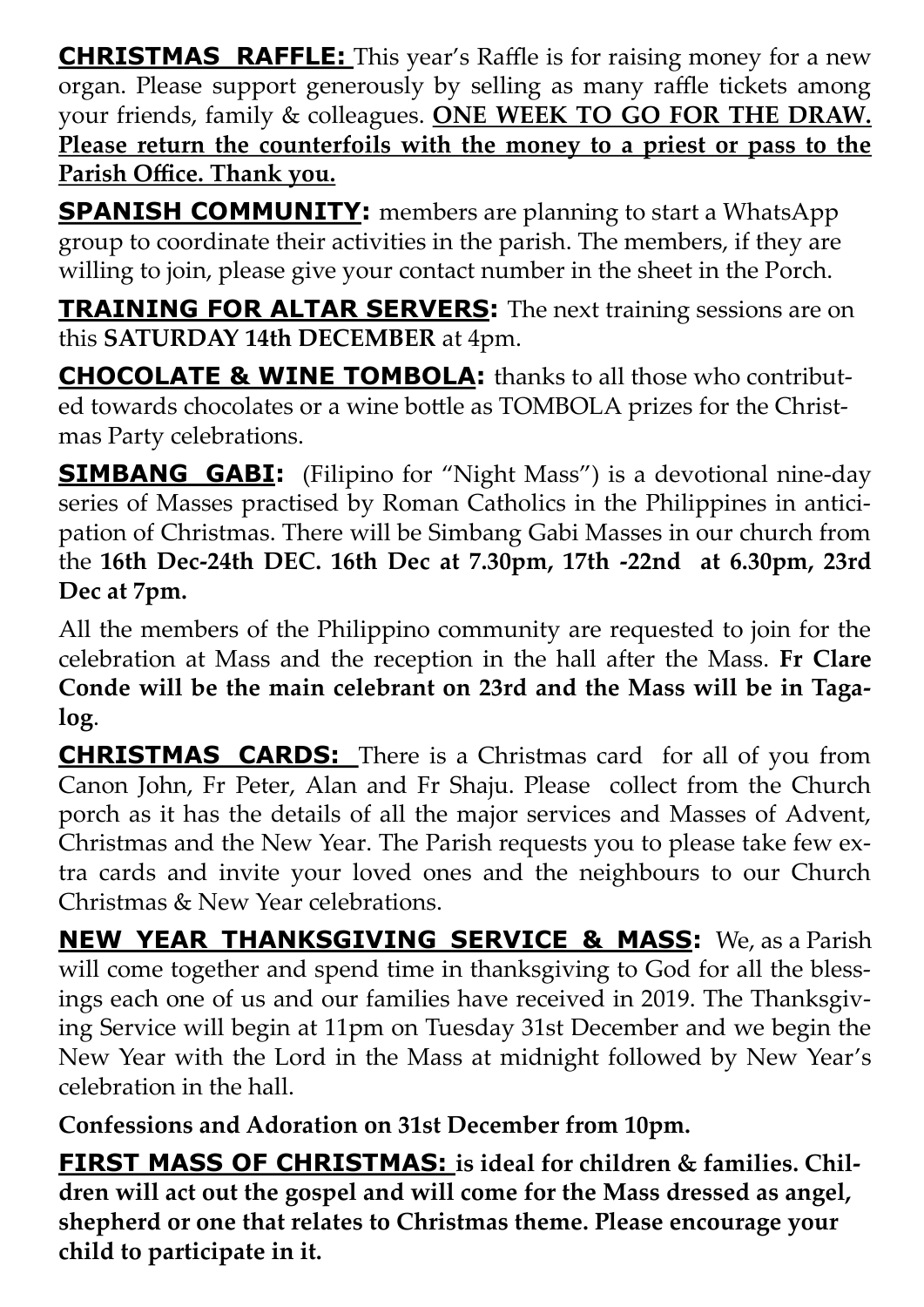**CHRISTMAS RAFFLE:** This year's Raffle is for raising money for a new organ. Please support generously by selling as many raffle tickets among your friends, family & colleagues. **ONE WEEK TO GO FOR THE DRAW. Please return the counterfoils with the money to a priest or pass to the Parish Office. Thank you.**

**SPANISH COMMUNITY:** members are planning to start a WhatsApp group to coordinate their activities in the parish. The members, if they are willing to join, please give your contact number in the sheet in the Porch.

**TRAINING FOR ALTAR SERVERS:** The next training sessions are on this **SATURDAY 14th DECEMBER** at 4pm.

**CHOCOLATE & WINE TOMBOLA:** thanks to all those who contributed towards chocolates or a wine bottle as TOMBOLA prizes for the Christmas Party celebrations.

**SIMBANG GABI:** (Filipino for "Night Mass") is a devotional nine-day series of Masses practised by Roman Catholics in the Philippines in anticipation of Christmas. There will be Simbang Gabi Masses in our church from the **16th Dec-24th DEC. 16th Dec at 7.30pm, 17th -22nd at 6.30pm, 23rd Dec at 7pm.**

All the members of the Philippino community are requested to join for the celebration at Mass and the reception in the hall after the Mass. **Fr Clare Conde will be the main celebrant on 23rd and the Mass will be in Tagalog**.

**CHRISTMAS CARDS:** There is a Christmas card for all of you from Canon John, Fr Peter, Alan and Fr Shaju. Please collect from the Church porch as it has the details of all the major services and Masses of Advent, Christmas and the New Year. The Parish requests you to please take few extra cards and invite your loved ones and the neighbours to our Church Christmas & New Year celebrations.

**NEW YEAR THANKSGIVING SERVICE & MASS:** We, as a Parish will come together and spend time in thanksgiving to God for all the blessings each one of us and our families have received in 2019. The Thanksgiving Service will begin at 11pm on Tuesday 31st December and we begin the New Year with the Lord in the Mass at midnight followed by New Year's celebration in the hall.

**Confessions and Adoration on 31st December from 10pm.**

**FIRST MASS OF CHRISTMAS: is ideal for children & families. Children will act out the gospel and will come for the Mass dressed as angel, shepherd or one that relates to Christmas theme. Please encourage your child to participate in it.**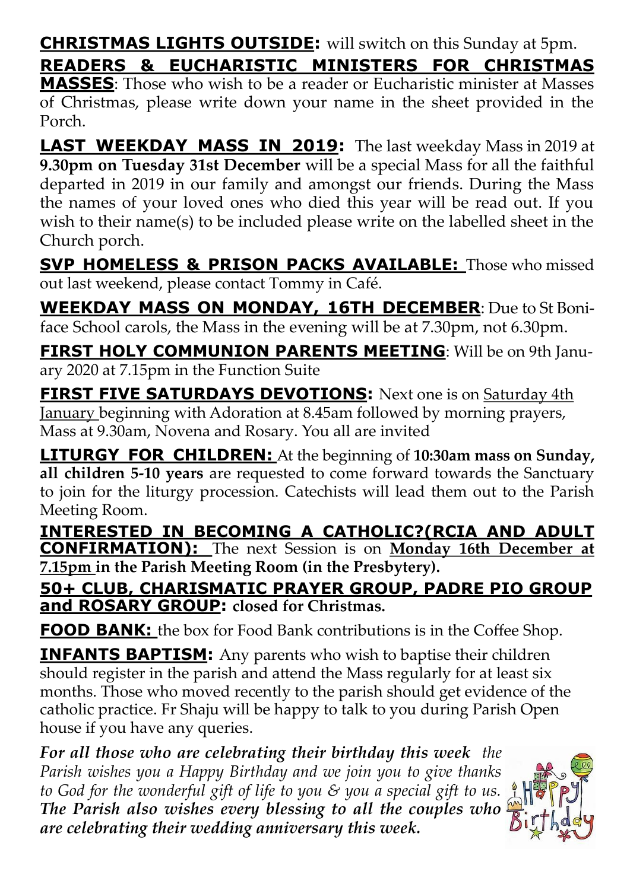**CHRISTMAS LIGHTS OUTSIDE:** will switch on this Sunday at 5pm.

**READERS & EUCHARISTIC MINISTERS FOR CHRISTMAS MASSES**: Those who wish to be a reader or Eucharistic minister at Masses of Christmas, please write down your name in the sheet provided in the Porch.

**LAST WEEKDAY MASS IN 2019:** The last weekday Mass in 2019 at **9.30pm on Tuesday 31st December** will be a special Mass for all the faithful departed in 2019 in our family and amongst our friends. During the Mass the names of your loved ones who died this year will be read out. If you wish to their name(s) to be included please write on the labelled sheet in the Church porch.

**SVP HOMELESS & PRISON PACKS AVAILABLE:** Those who missed out last weekend, please contact Tommy in Café.

**WEEKDAY MASS ON MONDAY, 16TH DECEMBER**: Due to St Boniface School carols, the Mass in the evening will be at 7.30pm, not 6.30pm.

**FIRST HOLY COMMUNION PARENTS MEETING**: Will be on 9th January 2020 at 7.15pm in the Function Suite

**FIRST FIVE SATURDAYS DEVOTIONS:** Next one is on Saturday 4th January beginning with Adoration at 8.45am followed by morning prayers, Mass at 9.30am, Novena and Rosary. You all are invited

**LITURGY FOR CHILDREN:** At the beginning of **10:30am mass on Sunday, all children 5-10 years** are requested to come forward towards the Sanctuary to join for the liturgy procession. Catechists will lead them out to the Parish Meeting Room.

**INTERESTED IN BECOMING A CATHOLIC?(RCIA AND ADULT CONFIRMATION):** The next Session is on **Monday 16th December at 7.15pm in the Parish Meeting Room (in the Presbytery).**

**50+ CLUB, CHARISMATIC PRAYER GROUP, PADRE PIO GROUP and ROSARY GROUP: closed for Christmas.**

**FOOD BANK:** the box for Food Bank contributions is in the Coffee Shop.

**INFANTS BAPTISM:** Any parents who wish to baptise their children should register in the parish and attend the Mass regularly for at least six months. Those who moved recently to the parish should get evidence of the catholic practice. Fr Shaju will be happy to talk to you during Parish Open house if you have any queries.

***For all those who are celebrating their birthday this week*** *the Parish wishes you a Happy Birthday and we join you to give thanks to God for the wonderful gift of life to you & you a special gift to us.* ***The Parish also wishes every blessing to all the couples who are celebrating their wedding anniversary this week.***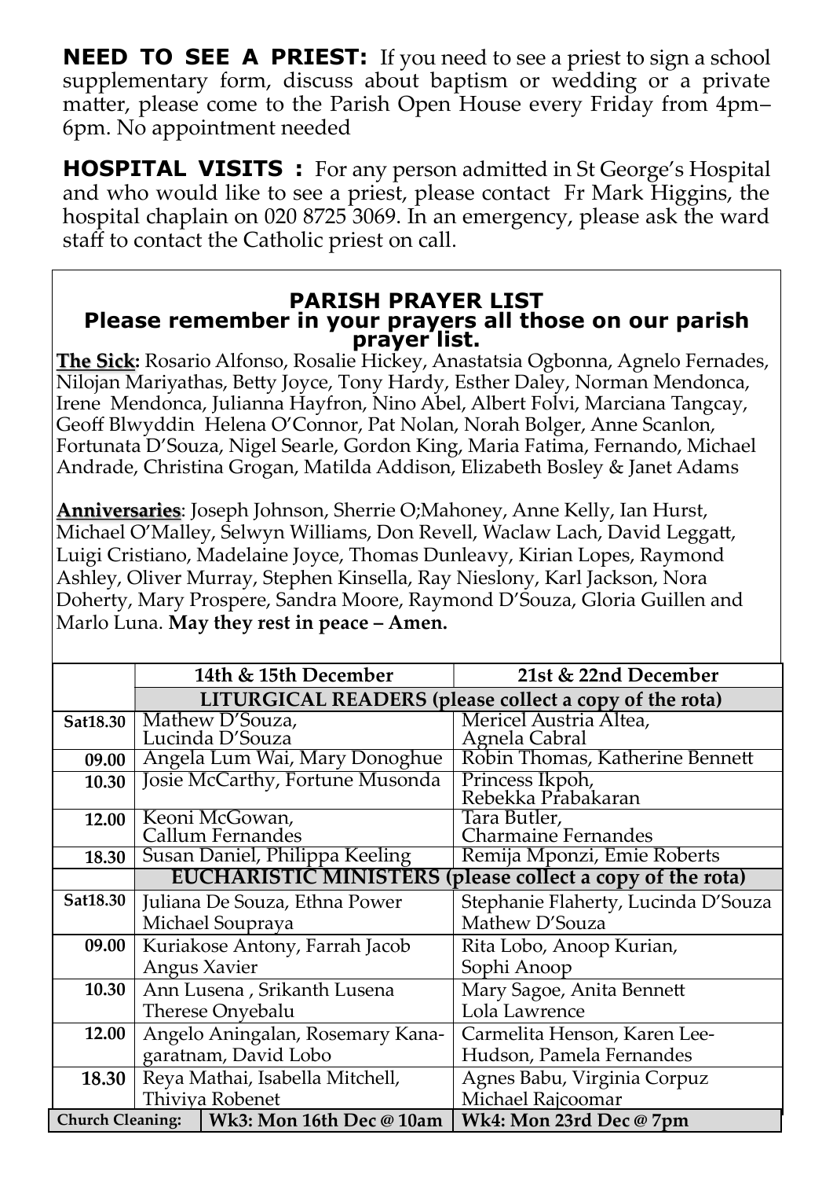**NEED TO SEE A PRIEST:** If you need to see a priest to sign a school supplementary form, discuss about baptism or wedding or a private matter, please come to the Parish Open House every Friday from 4pm–6pm. No appointment needed

**HOSPITAL VISITS :** For any person admitted in St George's Hospital and who would like to see a priest, please contact Fr Mark Higgins, the hospital chaplain on 020 8725 3069. In an emergency, please ask the ward staff to contact the Catholic priest on call.

## PARISH PRAYER LIST

### Please remember in your prayers all those on our parish prayer list.

**The Sick:** Rosario Alfonso, Rosalie Hickey, Anastatsia Ogbonna, Agnelo Fernades, Nilojan Mariyathas, Betty Joyce, Tony Hardy, Esther Daley, Norman Mendonca, Irene Mendonca, Julianna Hayfron, Nino Abel, Albert Folvi, Marciana Tangcay, Geoff Blwyddin Helena O'Connor, Pat Nolan, Norah Bolger, Anne Scanlon, Fortunata D'Souza, Nigel Searle, Gordon King, Maria Fatima, Fernando, Michael Andrade, Christina Grogan, Matilda Addison, Elizabeth Bosley & Janet Adams

**Anniversaries**: Joseph Johnson, Sherrie O;Mahoney, Anne Kelly, Ian Hurst, Michael O'Malley, Selwyn Williams, Don Revell, Waclaw Lach, David Leggatt, Luigi Cristiano, Madelaine Joyce, Thomas Dunleavy, Kirian Lopes, Raymond Ashley, Oliver Murray, Stephen Kinsella, Ray Nieslony, Karl Jackson, Nora Doherty, Mary Prospere, Sandra Moore, Raymond D'Souza, Gloria Guillen and Marlo Luna. **May they rest in peace – Amen.**

| | 14th & 15th December | 21st & 22nd December |
|---|---|---|
| | **LITURGICAL READERS (please collect a copy of the rota)** | |
| **Sat18.30** | Mathew D'Souza, Lucinda D'Souza | Mericel Austria Altea, Agnela Cabral |
| **09.00** | Angela Lum Wai, Mary Donoghue | Robin Thomas, Katherine Bennett |
| **10.30** | Josie McCarthy, Fortune Musonda | Princess Ikpoh, Rebekka Prabakaran |
| **12.00** | Keoni McGowan, Callum Fernandes | Tara Butler, Charmaine Fernandes |
| **18.30** | Susan Daniel, Philippa Keeling | Remija Mponzi, Emie Roberts |
| | **EUCHARISTIC MINISTERS (please collect a copy of the rota)** | |
| **Sat18.30** | Juliana De Souza, Ethna Power Michael Soupraya | Stephanie Flaherty, Lucinda D'Souza Mathew D'Souza |
| **09.00** | Kuriakose Antony, Farrah Jacob Angus Xavier | Rita Lobo, Anoop Kurian, Sophi Anoop |
| **10.30** | Ann Lusena , Srikanth Lusena Therese Onyebalu | Mary Sagoe, Anita Bennett Lola Lawrence |
| **12.00** | Angelo Aningalan, Rosemary Kanagaratnam, David Lobo | Carmelita Henson, Karen Lee-Hudson, Pamela Fernandes |
| **18.30** | Reya Mathai, Isabella Mitchell, Thiviya Robenet | Agnes Babu, Virginia Corpuz Michael Rajcoomar |
| **Church Cleaning:** | **Wk3: Mon 16th Dec @ 10am** | **Wk4: Mon 23rd Dec @ 7pm** |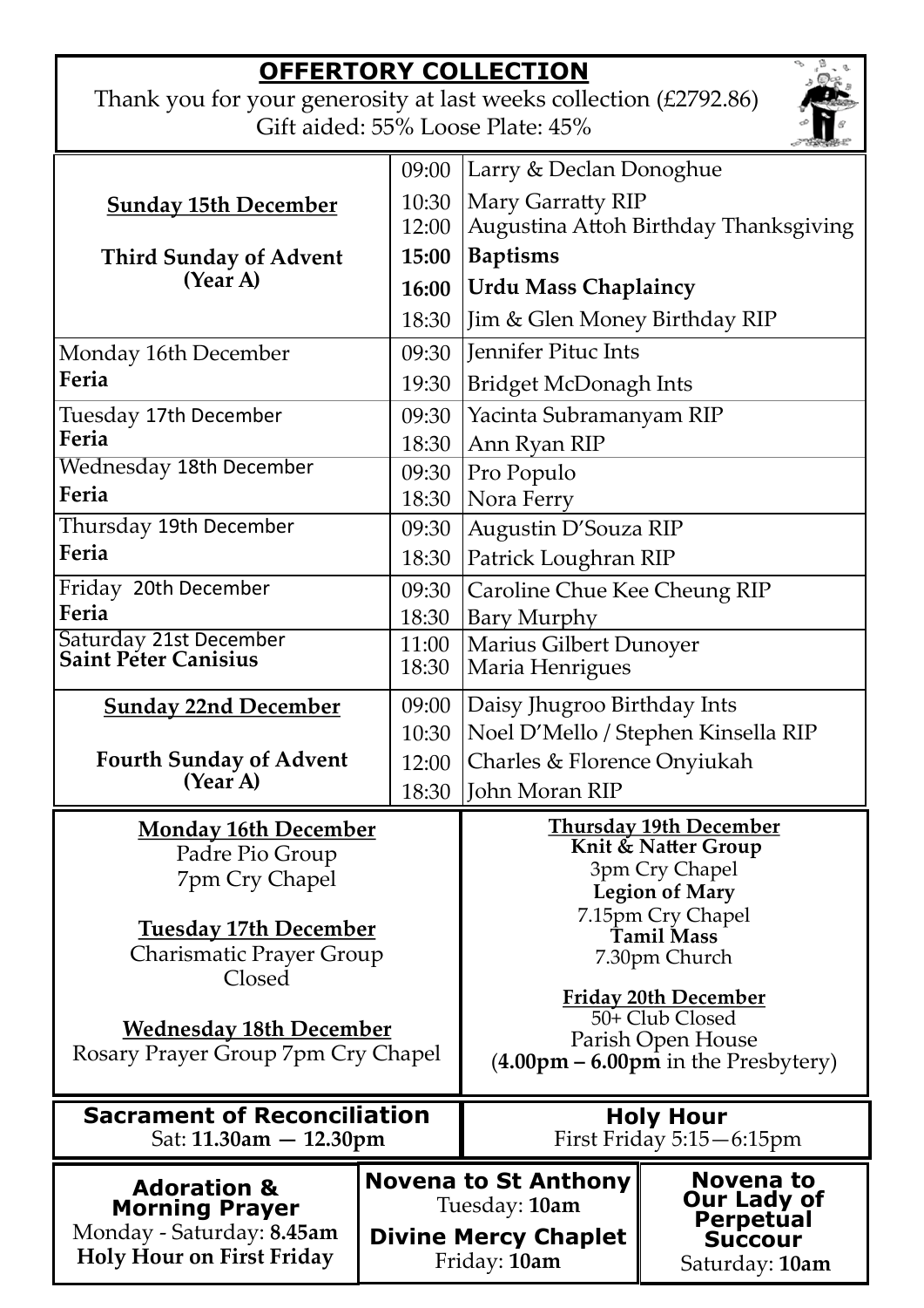## OFFERTORY COLLECTION

Thank you for your generosity at last weeks collection (£2792.86)
Gift aided: 55% Loose Plate: 45%

| | | |
|---|---|---|
| **Sunday 15th December**<br><br>**Third Sunday of Advent (Year A)** | 09:00 | Larry & Declan Donoghue |
| | 10:30 | Mary Garratty RIP |
| | 12:00 | Augustina Attoh Birthday Thanksgiving |
| | **15:00** | **Baptisms** |
| | **16:00** | **Urdu Mass Chaplaincy** |
| | 18:30 | Jim & Glen Money Birthday RIP |
| Monday 16th December **Feria** | 09:30 | Jennifer Pituc Ints |
| | 19:30 | Bridget McDonagh Ints |
| Tuesday 17th December **Feria** | 09:30 | Yacinta Subramanyam RIP |
| | 18:30 | Ann Ryan RIP |
| Wednesday 18th December **Feria** | 09:30 | Pro Populo |
| | 18:30 | Nora Ferry |
| Thursday 19th December **Feria** | 09:30 | Augustin D'Souza RIP |
| | 18:30 | Patrick Loughran RIP |
| Friday 20th December **Feria** | 09:30 | Caroline Chue Kee Cheung RIP |
| | 18:30 | Bary Murphy |
| Saturday 21st December **Saint Peter Canisius** | 11:00 | Marius Gilbert Dunoyer |
| | 18:30 | Maria Henrigues |
| **Sunday 22nd December**<br><br>**Fourth Sunday of Advent (Year A)** | 09:00 | Daisy Jhugroo Birthday Ints |
| | 10:30 | Noel D'Mello / Stephen Kinsella RIP |
| | 12:00 | Charles & Florence Onyiukah |
| | 18:30 | John Moran RIP |

**Monday 16th December**
Padre Pio Group
7pm Cry Chapel

**Tuesday 17th December**
Charismatic Prayer Group
Closed

**Wednesday 18th December**
Rosary Prayer Group 7pm Cry Chapel

**Thursday 19th December**
**Knit & Natter Group**
3pm Cry Chapel
**Legion of Mary**
7.15pm Cry Chapel
**Tamil Mass**
7.30pm Church

**Friday 20th December**
50+ Club Closed
Parish Open House
(**4.00pm – 6.00pm** in the Presbytery)

**Sacrament of Reconciliation**
Sat: **11.30am — 12.30pm**

**Holy Hour**
First Friday 5:15—6:15pm

**Adoration & Morning Prayer**
Monday - Saturday: **8.45am**
**Holy Hour on First Friday**

**Novena to St Anthony**
Tuesday: **10am**

**Divine Mercy Chaplet**
Friday: **10am**

**Novena to Our Lady of Perpetual Succour**
Saturday: **10am**